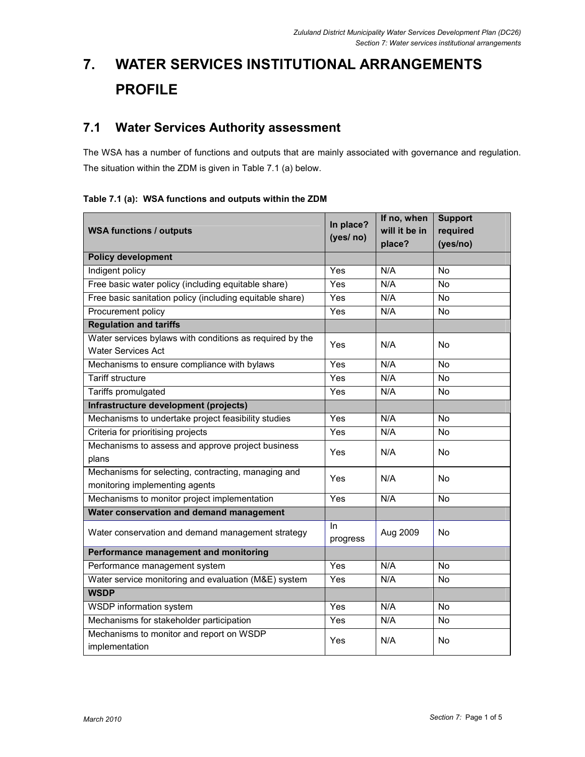# 7. WATER SERVICES INSTITUTIONAL ARRANGEMENTS PROFILE

## 7.1 Water Services Authority assessment

The WSA has a number of functions and outputs that are mainly associated with governance and regulation. The situation within the ZDM is given in Table 7.1 (a) below.

**Table 7.1 (a): WSA functions and outputs within the ZDM**

| WSA functions / outputs | In place? (yes/ no) | If no, when will it be in place? | Support required (yes/no) |
|---|---|---|---|
| **Policy development** | | | |
| Indigent policy | Yes | N/A | No |
| Free basic water policy (including equitable share) | Yes | N/A | No |
| Free basic sanitation policy (including equitable share) | Yes | N/A | No |
| Procurement policy | Yes | N/A | No |
| **Regulation and tariffs** | | | |
| Water services bylaws with conditions as required by the Water Services Act | Yes | N/A | No |
| Mechanisms to ensure compliance with bylaws | Yes | N/A | No |
| Tariff structure | Yes | N/A | No |
| Tariffs promulgated | Yes | N/A | No |
| **Infrastructure development (projects)** | | | |
| Mechanisms to undertake project feasibility studies | Yes | N/A | No |
| Criteria for prioritising projects | Yes | N/A | No |
| Mechanisms to assess and approve project business plans | Yes | N/A | No |
| Mechanisms for selecting, contracting, managing and monitoring implementing agents | Yes | N/A | No |
| Mechanisms to monitor project implementation | Yes | N/A | No |
| **Water conservation and demand management** | | | |
| Water conservation and demand management strategy | In progress | Aug 2009 | No |
| **Performance management and monitoring** | | | |
| Performance management system | Yes | N/A | No |
| Water service monitoring and evaluation (M&E) system | Yes | N/A | No |
| **WSDP** | | | |
| WSDP information system | Yes | N/A | No |
| Mechanisms for stakeholder participation | Yes | N/A | No |
| Mechanisms to monitor and report on WSDP implementation | Yes | N/A | No |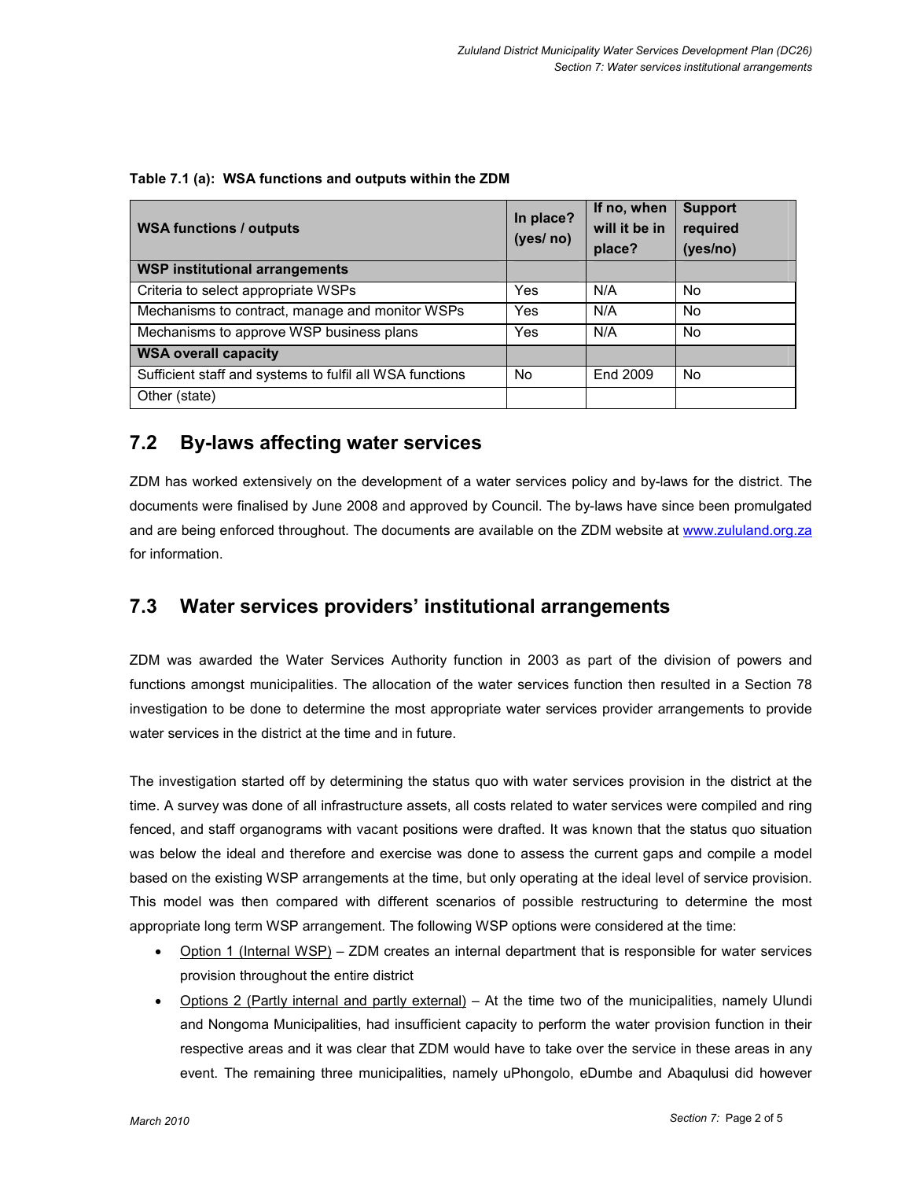**Table 7.1 (a): WSA functions and outputs within the ZDM**

| WSA functions / outputs | In place? (yes/ no) | If no, when will it be in place? | Support required (yes/no) |
|---|---|---|---|
| **WSP institutional arrangements** | | | |
| Criteria to select appropriate WSPs | Yes | N/A | No |
| Mechanisms to contract, manage and monitor WSPs | Yes | N/A | No |
| Mechanisms to approve WSP business plans | Yes | N/A | No |
| **WSA overall capacity** | | | |
| Sufficient staff and systems to fulfil all WSA functions | No | End 2009 | No |
| Other (state) | | | |

## 7.2 By-laws affecting water services

ZDM has worked extensively on the development of a water services policy and by-laws for the district. The documents were finalised by June 2008 and approved by Council. The by-laws have since been promulgated and are being enforced throughout. The documents are available on the ZDM website at www.zululand.org.za for information.

## 7.3 Water services providers' institutional arrangements

ZDM was awarded the Water Services Authority function in 2003 as part of the division of powers and functions amongst municipalities. The allocation of the water services function then resulted in a Section 78 investigation to be done to determine the most appropriate water services provider arrangements to provide water services in the district at the time and in future.

The investigation started off by determining the status quo with water services provision in the district at the time. A survey was done of all infrastructure assets, all costs related to water services were compiled and ring fenced, and staff organograms with vacant positions were drafted. It was known that the status quo situation was below the ideal and therefore and exercise was done to assess the current gaps and compile a model based on the existing WSP arrangements at the time, but only operating at the ideal level of service provision. This model was then compared with different scenarios of possible restructuring to determine the most appropriate long term WSP arrangement. The following WSP options were considered at the time:

- Option 1 (Internal WSP) – ZDM creates an internal department that is responsible for water services provision throughout the entire district
- Options 2 (Partly internal and partly external) – At the time two of the municipalities, namely Ulundi and Nongoma Municipalities, had insufficient capacity to perform the water provision function in their respective areas and it was clear that ZDM would have to take over the service in these areas in any event. The remaining three municipalities, namely uPhongolo, eDumbe and Abaqulusi did however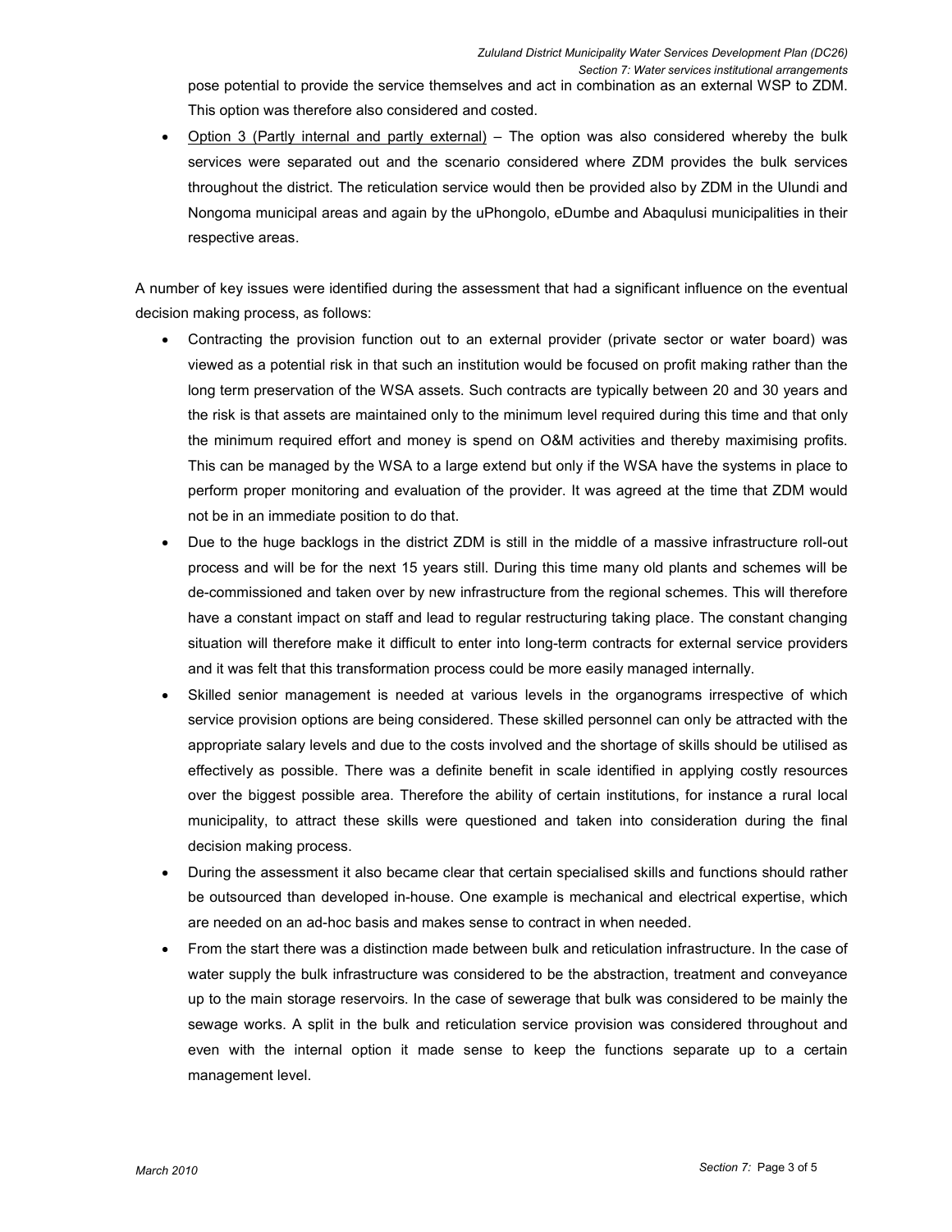pose potential to provide the service themselves and act in combination as an external WSP to ZDM. This option was therefore also considered and costed.

- Option 3 (Partly internal and partly external) – The option was also considered whereby the bulk services were separated out and the scenario considered where ZDM provides the bulk services throughout the district. The reticulation service would then be provided also by ZDM in the Ulundi and Nongoma municipal areas and again by the uPhongolo, eDumbe and Abaqulusi municipalities in their respective areas.

A number of key issues were identified during the assessment that had a significant influence on the eventual decision making process, as follows:

- Contracting the provision function out to an external provider (private sector or water board) was viewed as a potential risk in that such an institution would be focused on profit making rather than the long term preservation of the WSA assets. Such contracts are typically between 20 and 30 years and the risk is that assets are maintained only to the minimum level required during this time and that only the minimum required effort and money is spend on O&M activities and thereby maximising profits. This can be managed by the WSA to a large extend but only if the WSA have the systems in place to perform proper monitoring and evaluation of the provider. It was agreed at the time that ZDM would not be in an immediate position to do that.
- Due to the huge backlogs in the district ZDM is still in the middle of a massive infrastructure roll-out process and will be for the next 15 years still. During this time many old plants and schemes will be de-commissioned and taken over by new infrastructure from the regional schemes. This will therefore have a constant impact on staff and lead to regular restructuring taking place. The constant changing situation will therefore make it difficult to enter into long-term contracts for external service providers and it was felt that this transformation process could be more easily managed internally.
- Skilled senior management is needed at various levels in the organograms irrespective of which service provision options are being considered. These skilled personnel can only be attracted with the appropriate salary levels and due to the costs involved and the shortage of skills should be utilised as effectively as possible. There was a definite benefit in scale identified in applying costly resources over the biggest possible area. Therefore the ability of certain institutions, for instance a rural local municipality, to attract these skills were questioned and taken into consideration during the final decision making process.
- During the assessment it also became clear that certain specialised skills and functions should rather be outsourced than developed in-house. One example is mechanical and electrical expertise, which are needed on an ad-hoc basis and makes sense to contract in when needed.
- From the start there was a distinction made between bulk and reticulation infrastructure. In the case of water supply the bulk infrastructure was considered to be the abstraction, treatment and conveyance up to the main storage reservoirs. In the case of sewerage that bulk was considered to be mainly the sewage works. A split in the bulk and reticulation service provision was considered throughout and even with the internal option it made sense to keep the functions separate up to a certain management level.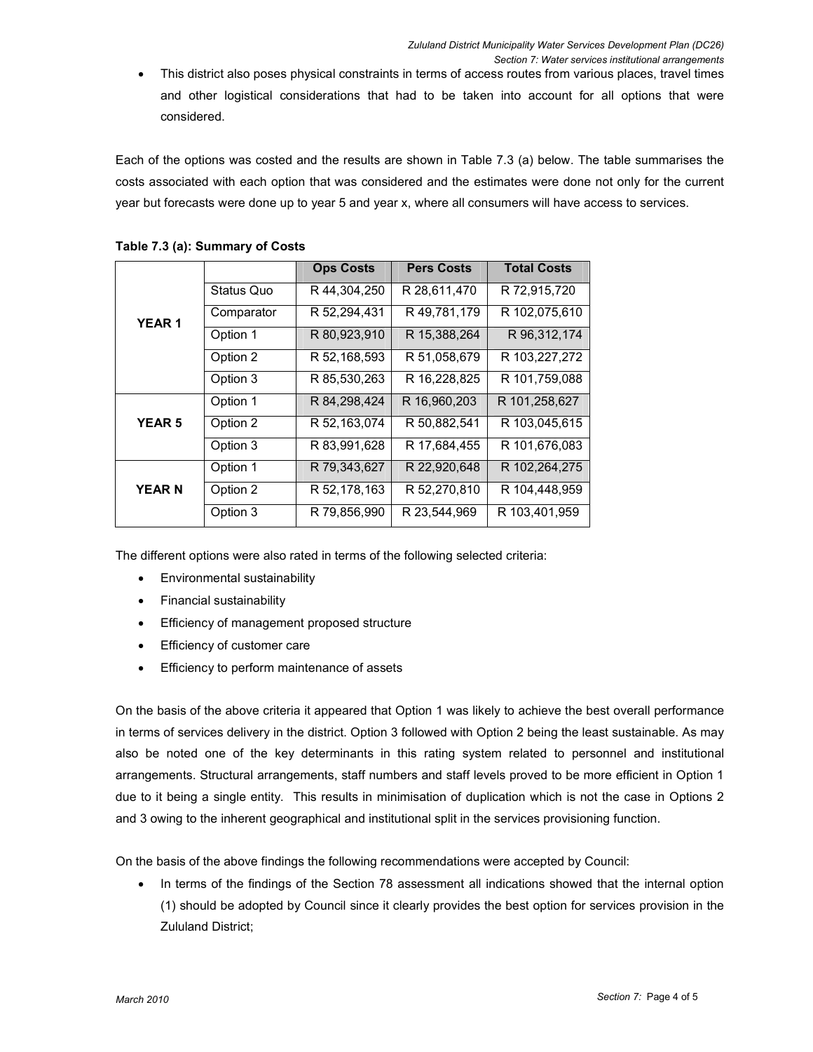- This district also poses physical constraints in terms of access routes from various places, travel times and other logistical considerations that had to be taken into account for all options that were considered.

Each of the options was costed and the results are shown in Table 7.3 (a) below. The table summarises the costs associated with each option that was considered and the estimates were done not only for the current year but forecasts were done up to year 5 and year x, where all consumers will have access to services.

**Table 7.3 (a): Summary of Costs**

| | | Ops Costs | Pers Costs | Total Costs |
|---|---|---|---|---|
| **YEAR 1** | Status Quo | R 44,304,250 | R 28,611,470 | R 72,915,720 |
| | Comparator | R 52,294,431 | R 49,781,179 | R 102,075,610 |
| | Option 1 | R 80,923,910 | R 15,388,264 | R 96,312,174 |
| | Option 2 | R 52,168,593 | R 51,058,679 | R 103,227,272 |
| | Option 3 | R 85,530,263 | R 16,228,825 | R 101,759,088 |
| **YEAR 5** | Option 1 | R 84,298,424 | R 16,960,203 | R 101,258,627 |
| | Option 2 | R 52,163,074 | R 50,882,541 | R 103,045,615 |
| | Option 3 | R 83,991,628 | R 17,684,455 | R 101,676,083 |
| **YEAR N** | Option 1 | R 79,343,627 | R 22,920,648 | R 102,264,275 |
| | Option 2 | R 52,178,163 | R 52,270,810 | R 104,448,959 |
| | Option 3 | R 79,856,990 | R 23,544,969 | R 103,401,959 |

The different options were also rated in terms of the following selected criteria:

- Environmental sustainability
- Financial sustainability
- Efficiency of management proposed structure
- Efficiency of customer care
- Efficiency to perform maintenance of assets

On the basis of the above criteria it appeared that Option 1 was likely to achieve the best overall performance in terms of services delivery in the district. Option 3 followed with Option 2 being the least sustainable. As may also be noted one of the key determinants in this rating system related to personnel and institutional arrangements. Structural arrangements, staff numbers and staff levels proved to be more efficient in Option 1 due to it being a single entity. This results in minimisation of duplication which is not the case in Options 2 and 3 owing to the inherent geographical and institutional split in the services provisioning function.

On the basis of the above findings the following recommendations were accepted by Council:

- In terms of the findings of the Section 78 assessment all indications showed that the internal option (1) should be adopted by Council since it clearly provides the best option for services provision in the Zululand District;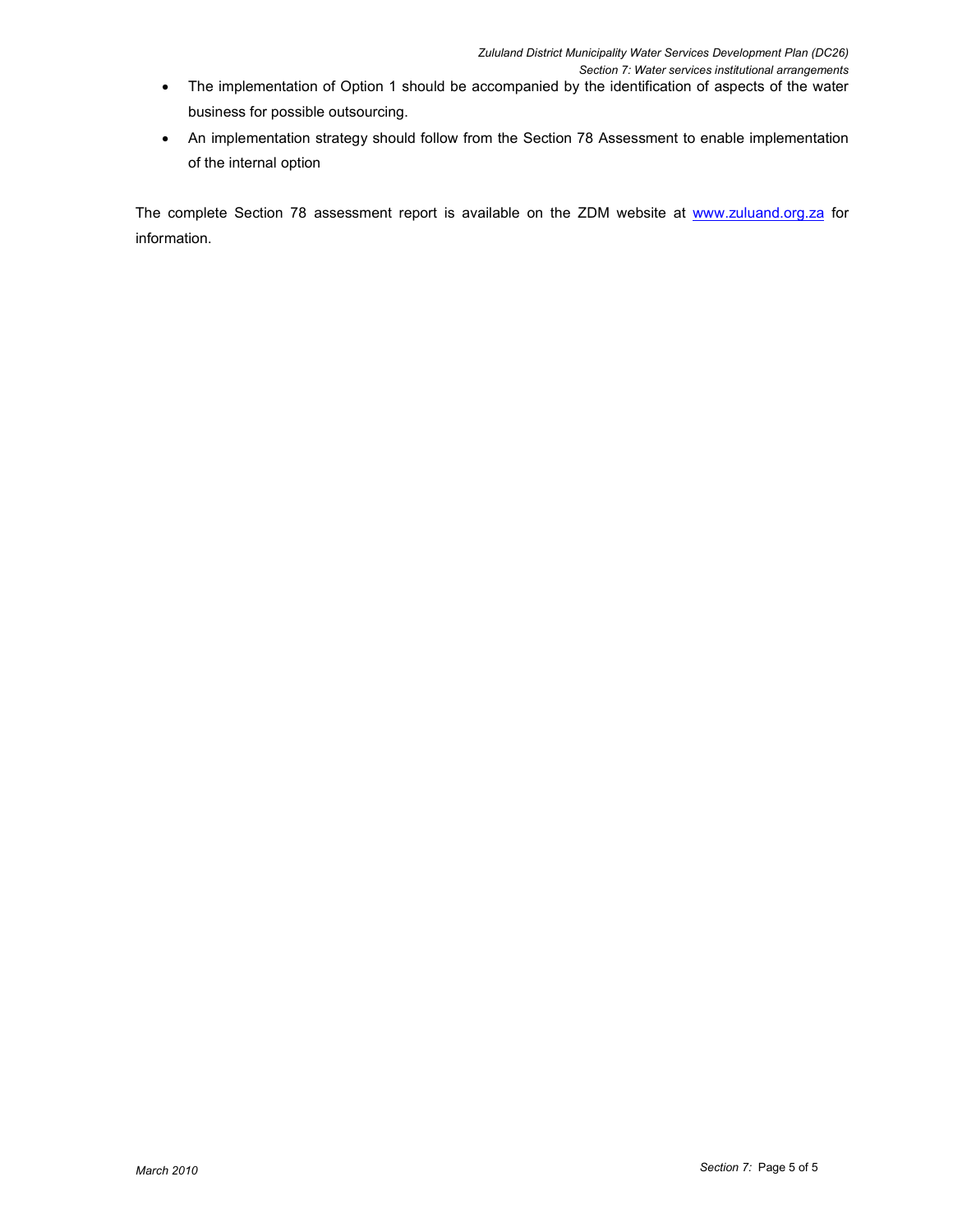- The implementation of Option 1 should be accompanied by the identification of aspects of the water business for possible outsourcing.
- An implementation strategy should follow from the Section 78 Assessment to enable implementation of the internal option

The complete Section 78 assessment report is available on the ZDM website at [www.zuluand.org.za](http://www.zuluand.org.za) for information.